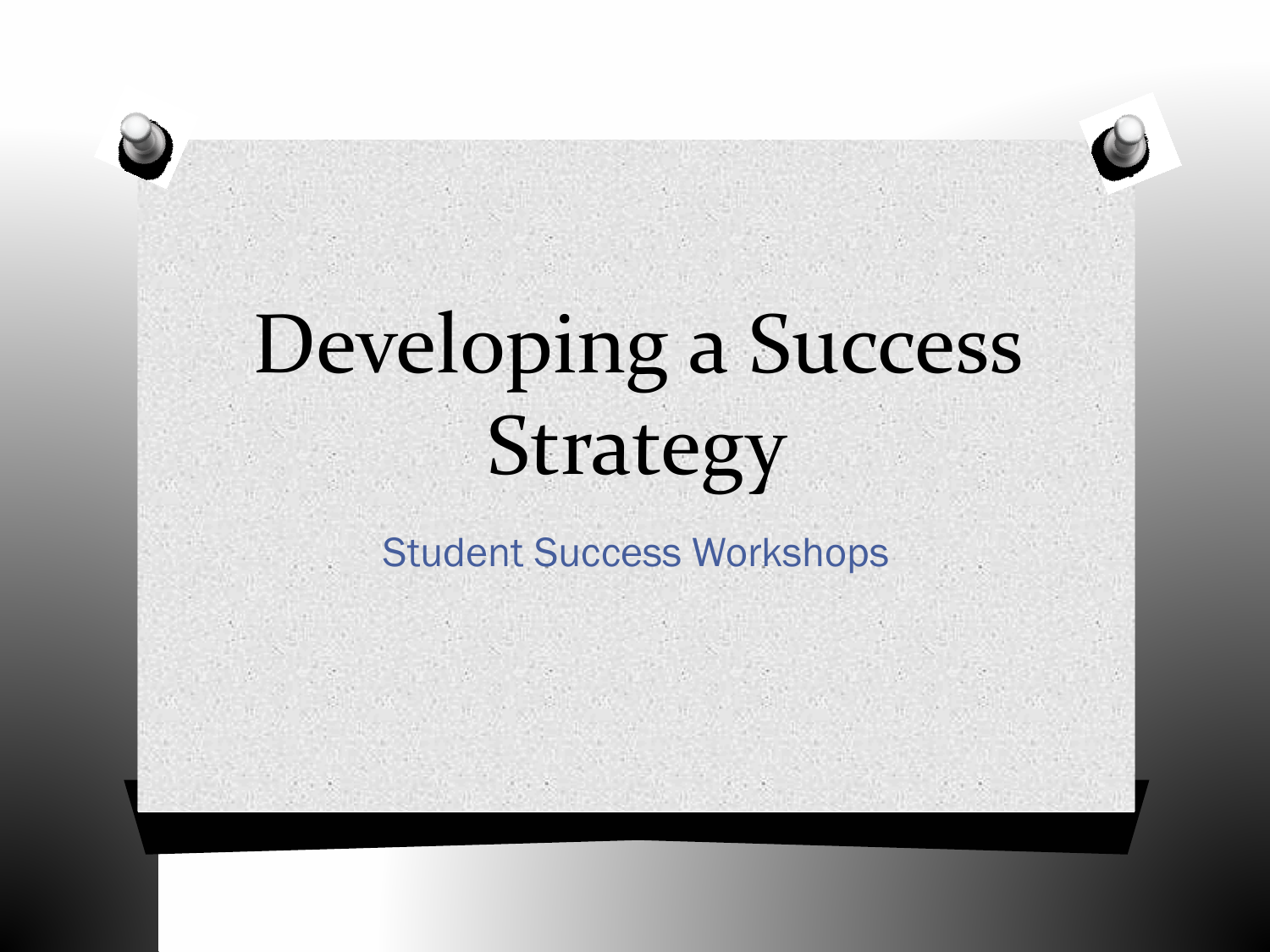# Developing a Success Strategy

Student Success Workshops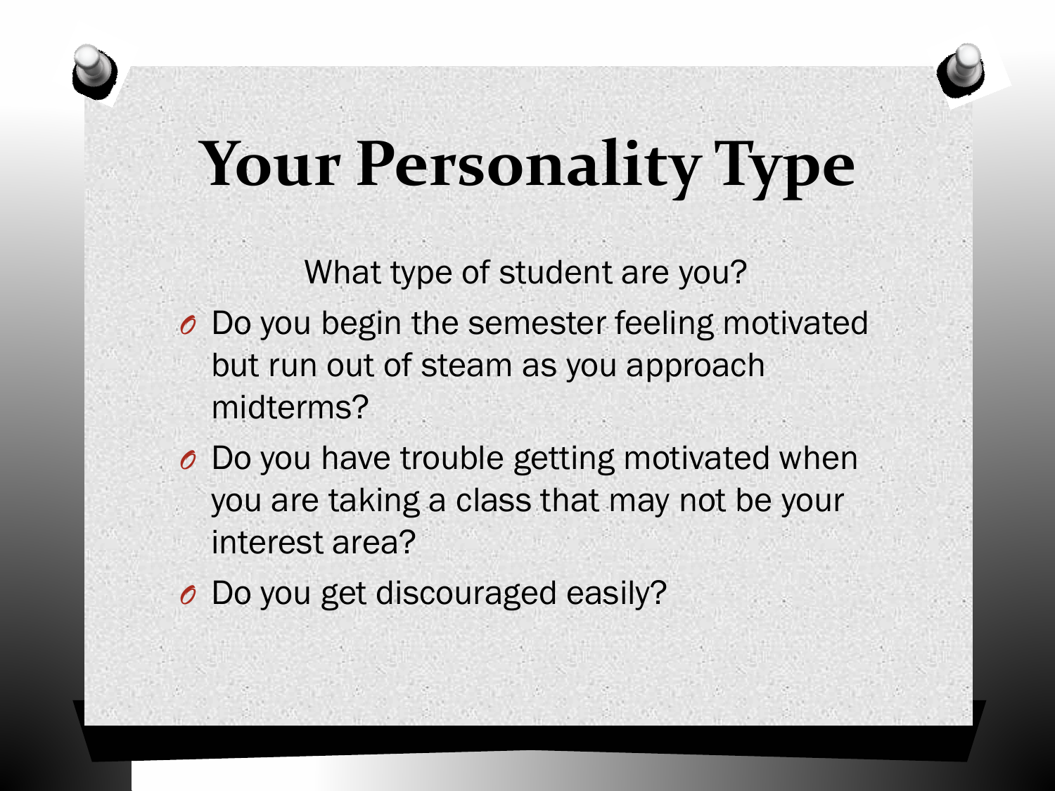# Your Personality Type

What type of student are you?

- Do you begin the semester feeling motivated but run out of steam as you approach midterms?
- Do you have trouble getting motivated when you are taking a class that may not be your interest area?
- Do you get discouraged easily?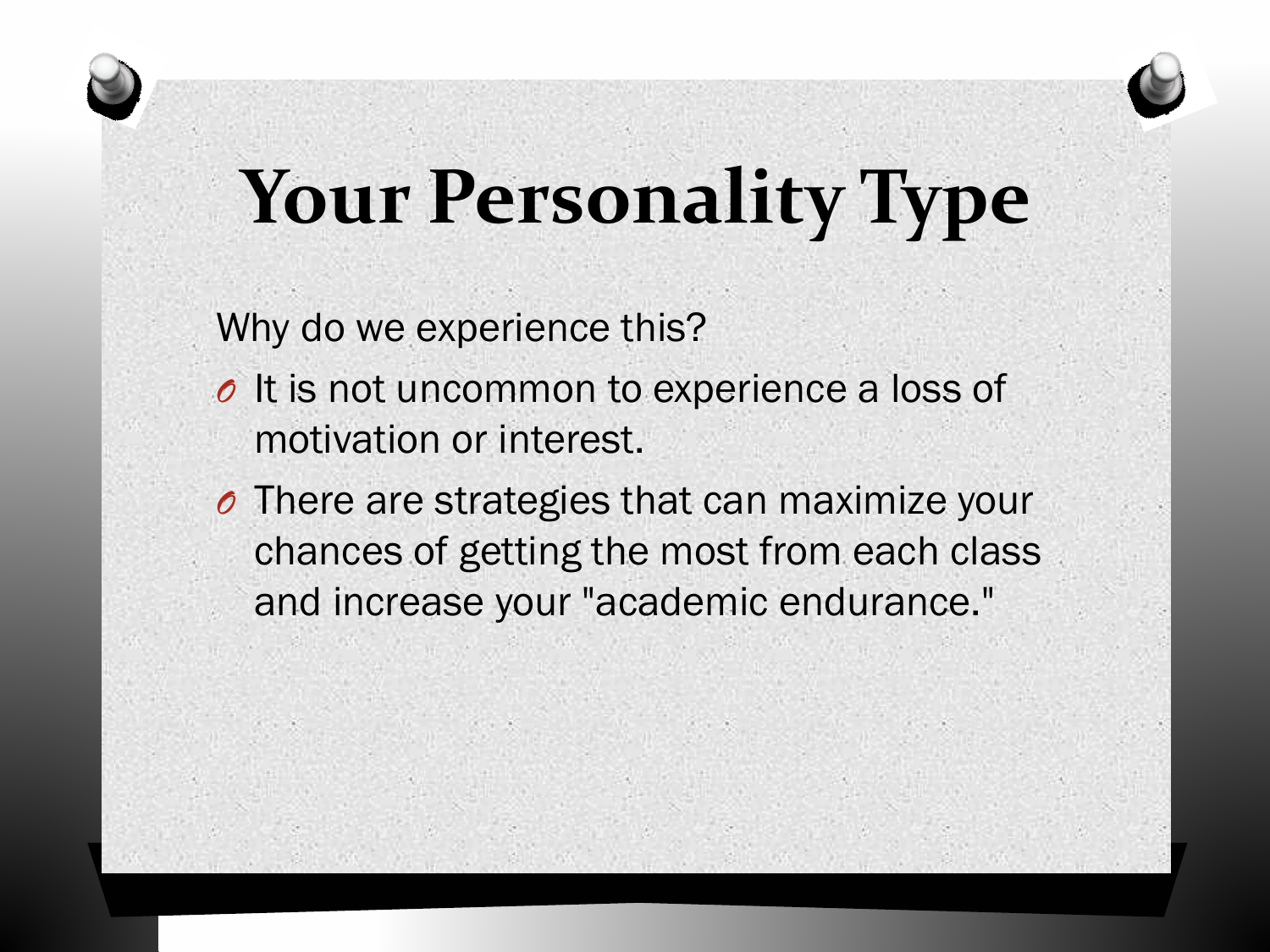# Your Personality Type

Why do we experience this?

- It is not uncommon to experience a loss of motivation or interest.
- There are strategies that can maximize your chances of getting the most from each class and increase your "academic endurance."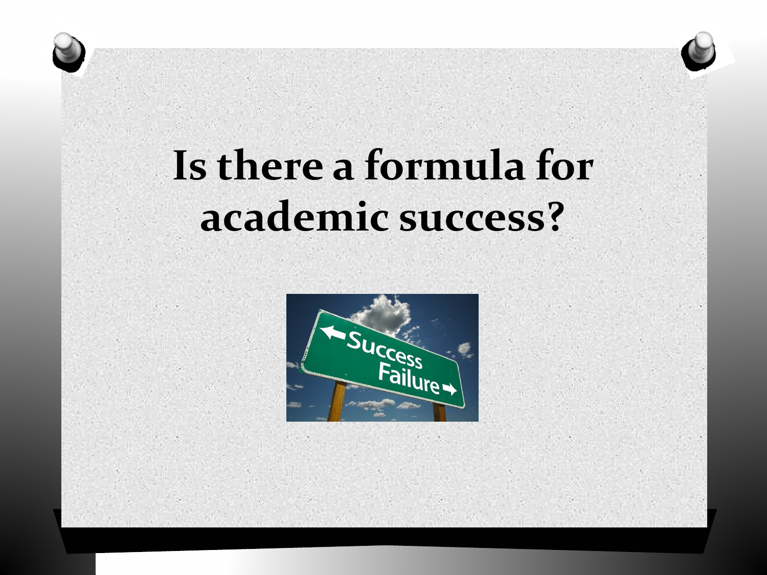# Is there a formula for academic success?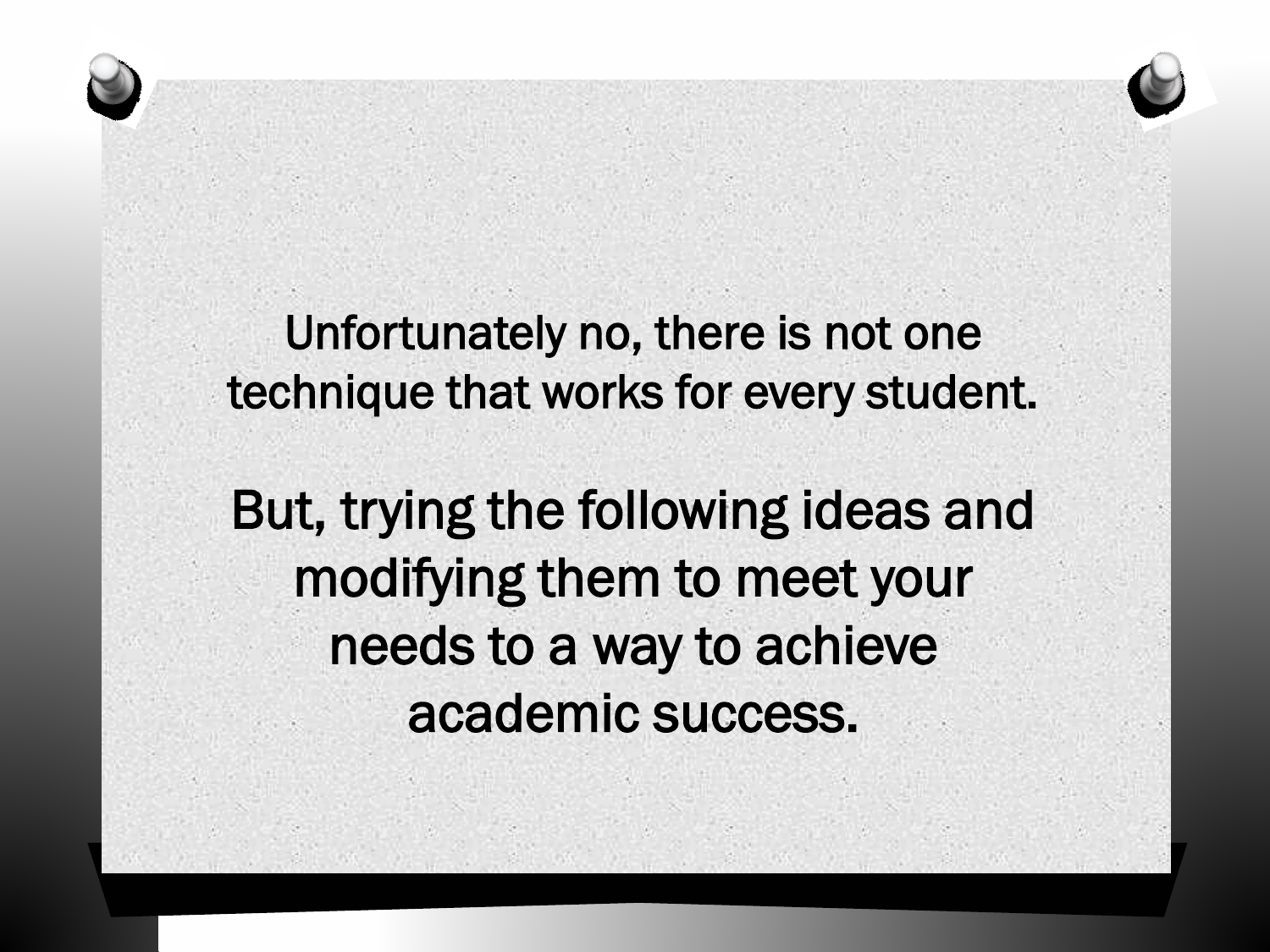Unfortunately no, there is not one technique that works for every student.

But, trying the following ideas and modifying them to meet your needs to a way to achieve academic success.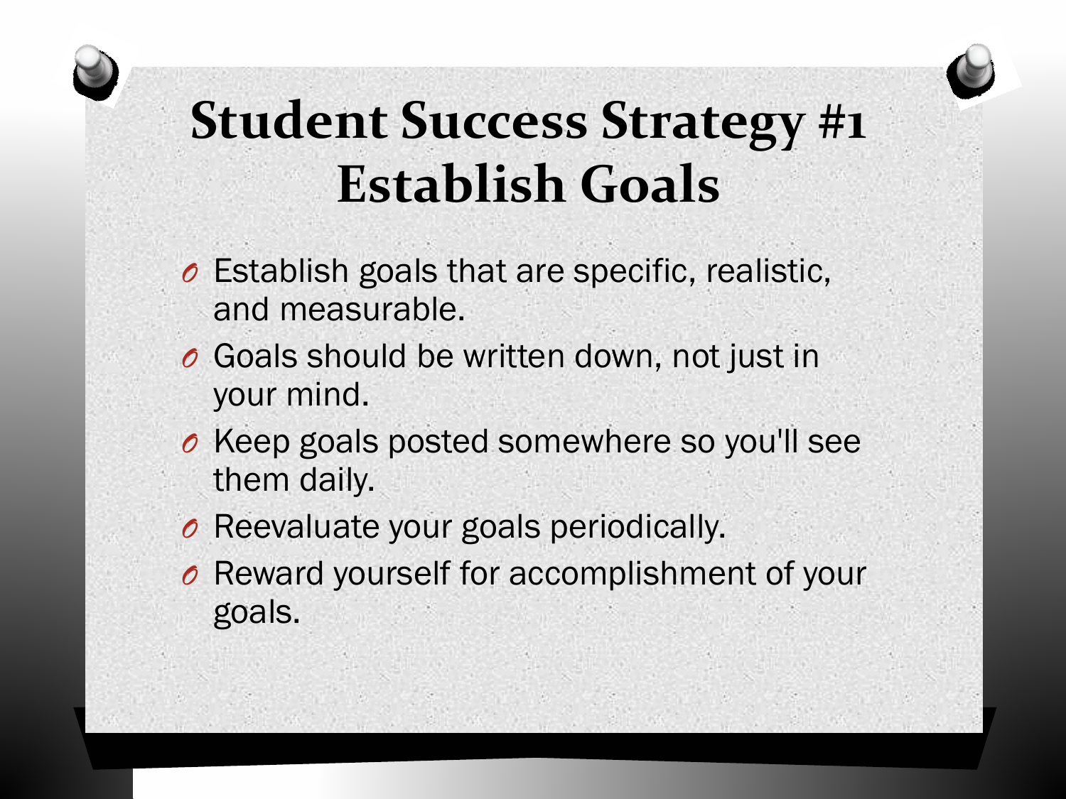# Student Success Strategy #1 Establish Goals

- Establish goals that are specific, realistic, and measurable.
- Goals should be written down, not just in your mind.
- Keep goals posted somewhere so you'll see them daily.
- Reevaluate your goals periodically.
- Reward yourself for accomplishment of your goals.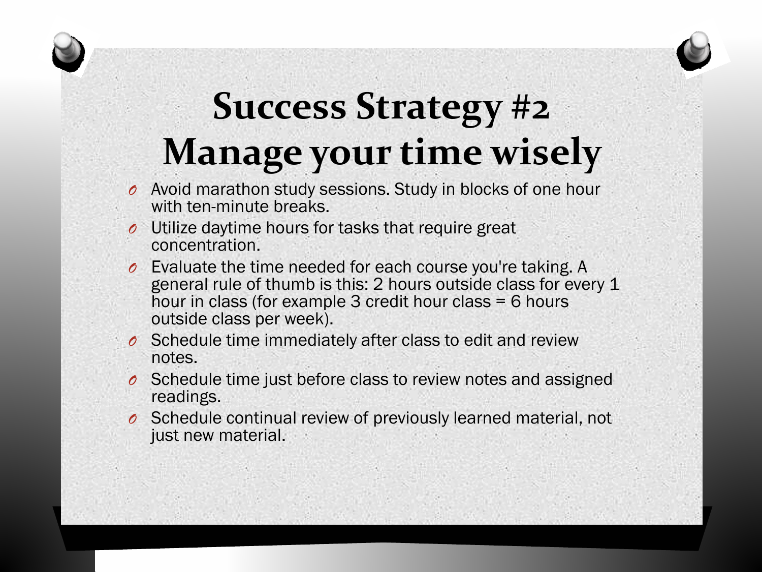# Success Strategy #2
# Manage your time wisely

- Avoid marathon study sessions. Study in blocks of one hour with ten-minute breaks.
- Utilize daytime hours for tasks that require great concentration.
- Evaluate the time needed for each course you're taking. A general rule of thumb is this: 2 hours outside class for every 1 hour in class (for example 3 credit hour class = 6 hours outside class per week).
- Schedule time immediately after class to edit and review notes.
- Schedule time just before class to review notes and assigned readings.
- Schedule continual review of previously learned material, not just new material.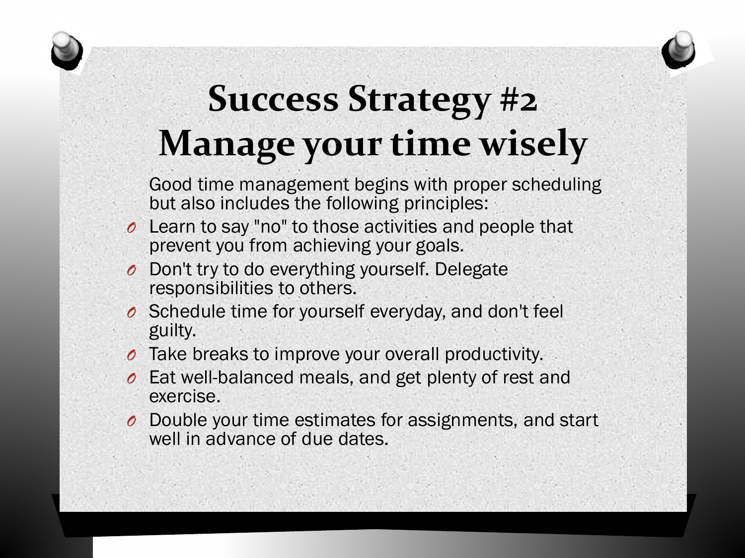# Success Strategy #2
# Manage your time wisely

Good time management begins with proper scheduling but also includes the following principles:

- Learn to say "no" to those activities and people that prevent you from achieving your goals.
- Don't try to do everything yourself. Delegate responsibilities to others.
- Schedule time for yourself everyday, and don't feel guilty.
- Take breaks to improve your overall productivity.
- Eat well-balanced meals, and get plenty of rest and exercise.
- Double your time estimates for assignments, and start well in advance of due dates.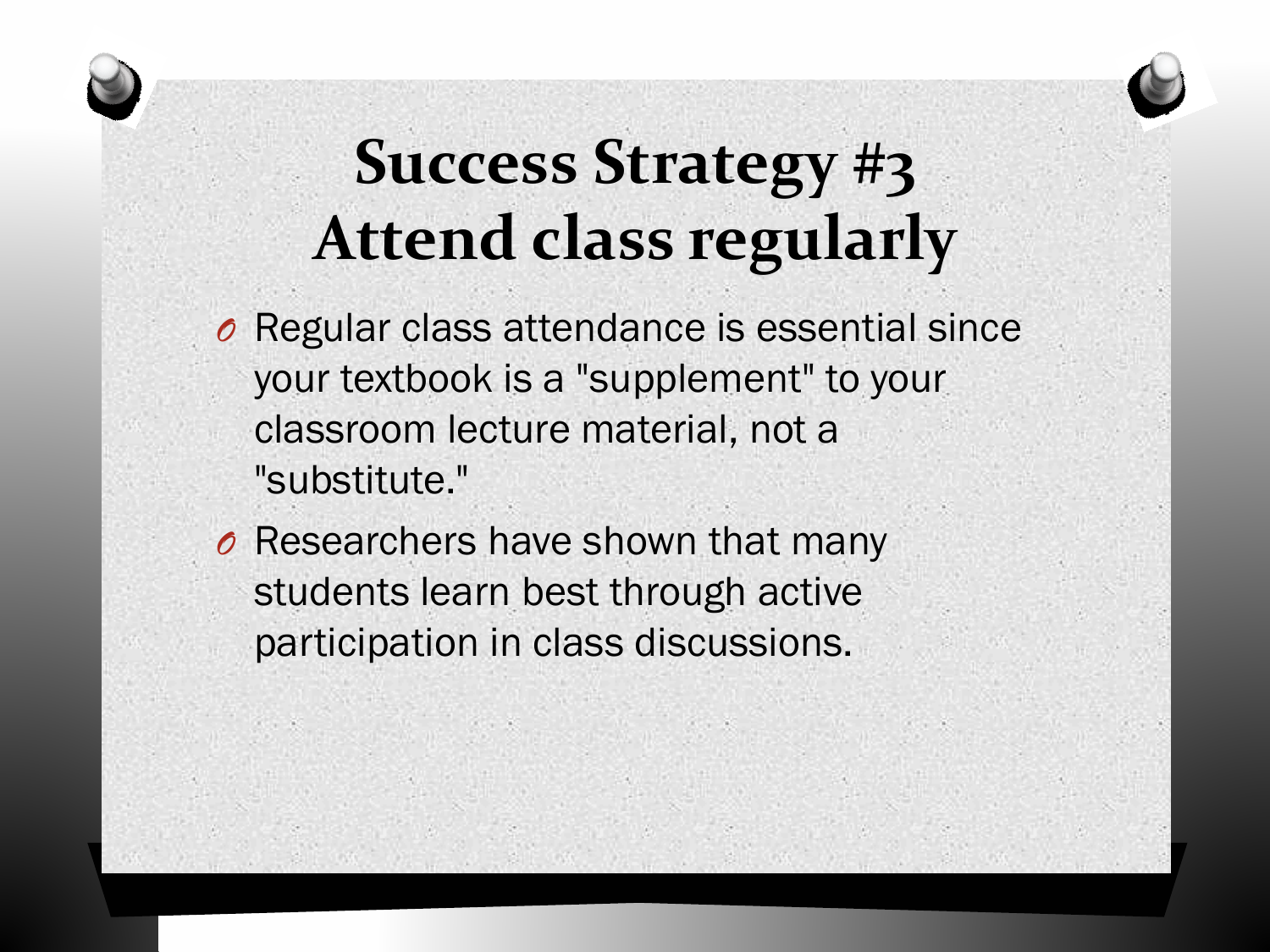# Success Strategy #3
# Attend class regularly

- Regular class attendance is essential since your textbook is a "supplement" to your classroom lecture material, not a "substitute."
- Researchers have shown that many students learn best through active participation in class discussions.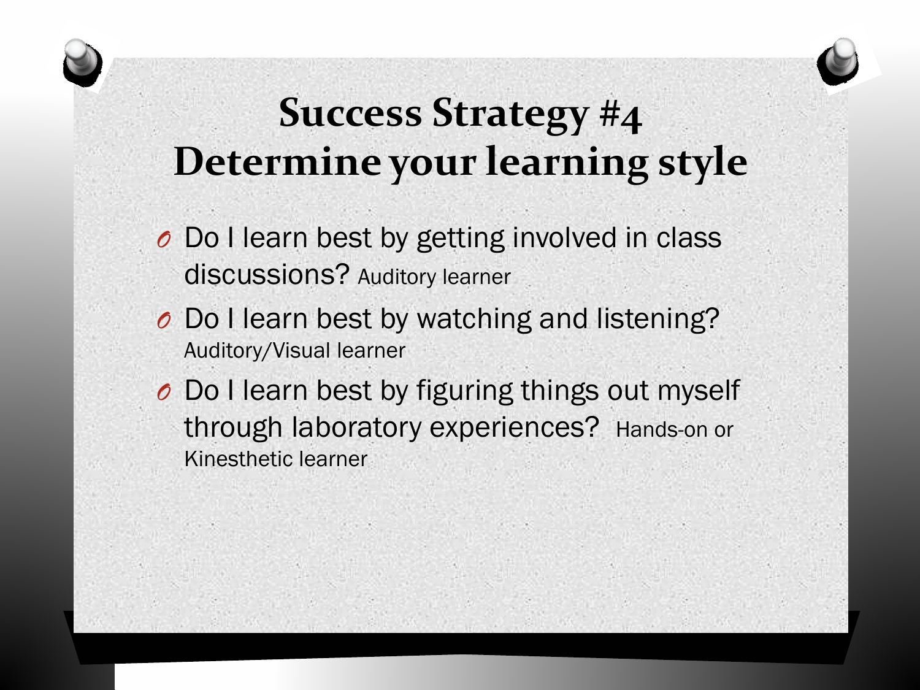# Success Strategy #4
# Determine your learning style

- Do I learn best by getting involved in class discussions? Auditory learner
- Do I learn best by watching and listening? Auditory/Visual learner
- Do I learn best by figuring things out myself through laboratory experiences? Hands-on or Kinesthetic learner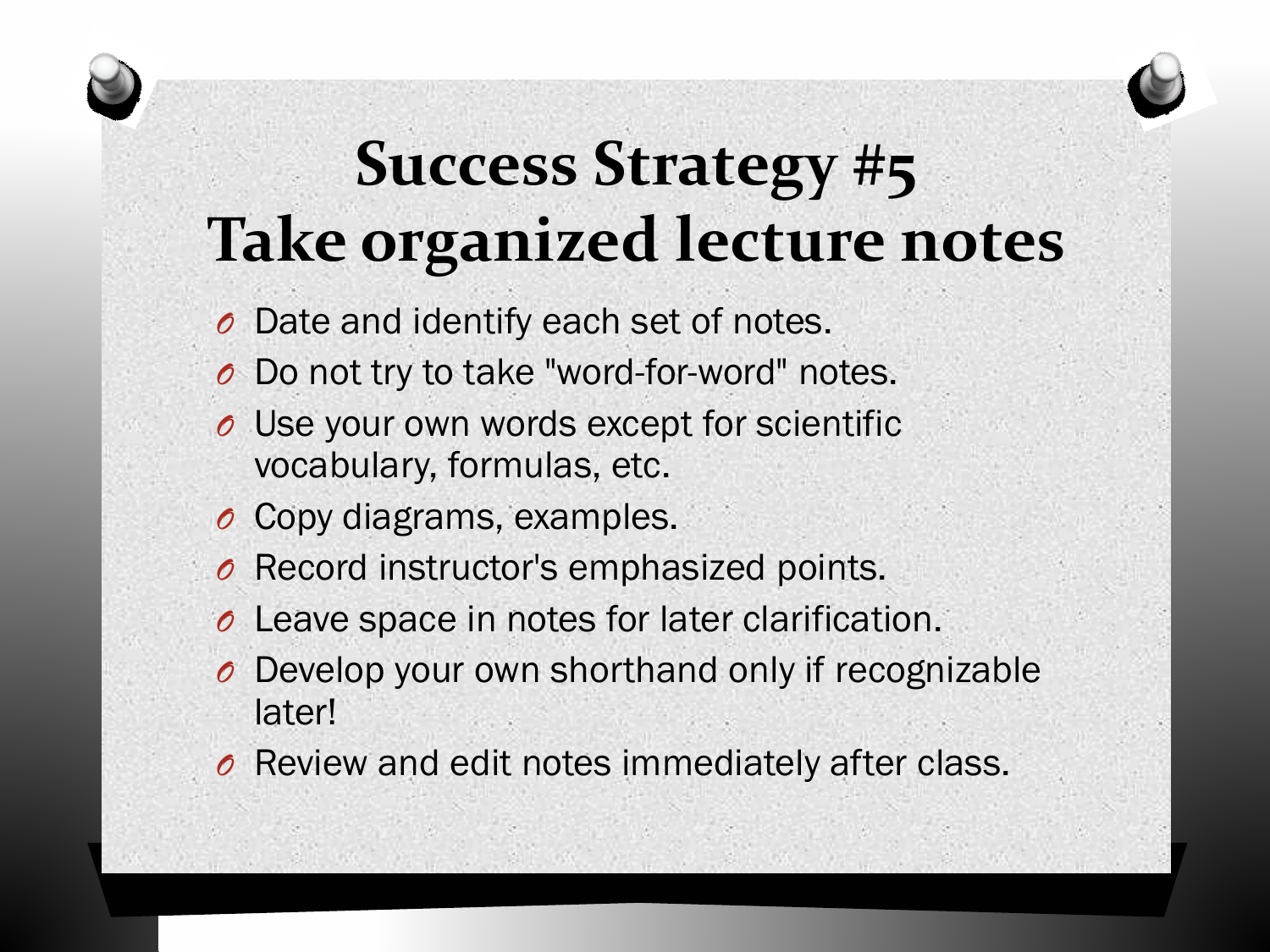# Success Strategy #5
# Take organized lecture notes

- Date and identify each set of notes.
- Do not try to take "word-for-word" notes.
- Use your own words except for scientific vocabulary, formulas, etc.
- Copy diagrams, examples.
- Record instructor's emphasized points.
- Leave space in notes for later clarification.
- Develop your own shorthand only if recognizable later!
- Review and edit notes immediately after class.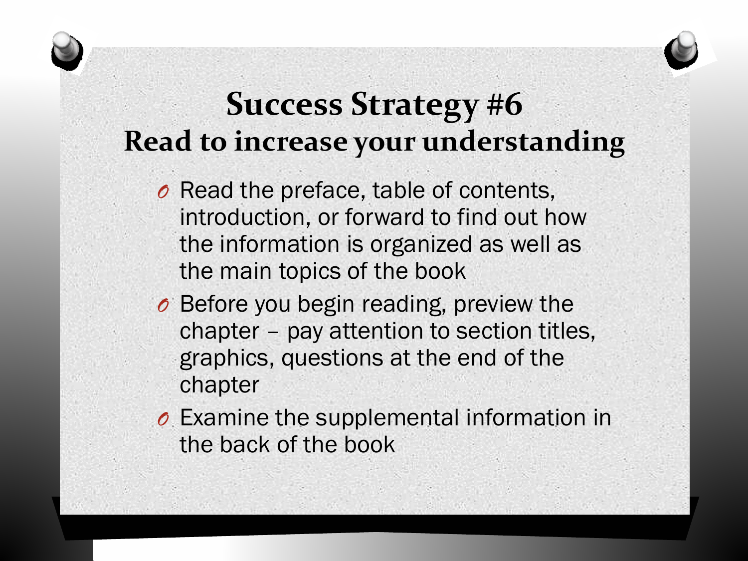# Success Strategy #6
## Read to increase your understanding

- Read the preface, table of contents, introduction, or forward to find out how the information is organized as well as the main topics of the book
- Before you begin reading, preview the chapter – pay attention to section titles, graphics, questions at the end of the chapter
- Examine the supplemental information in the back of the book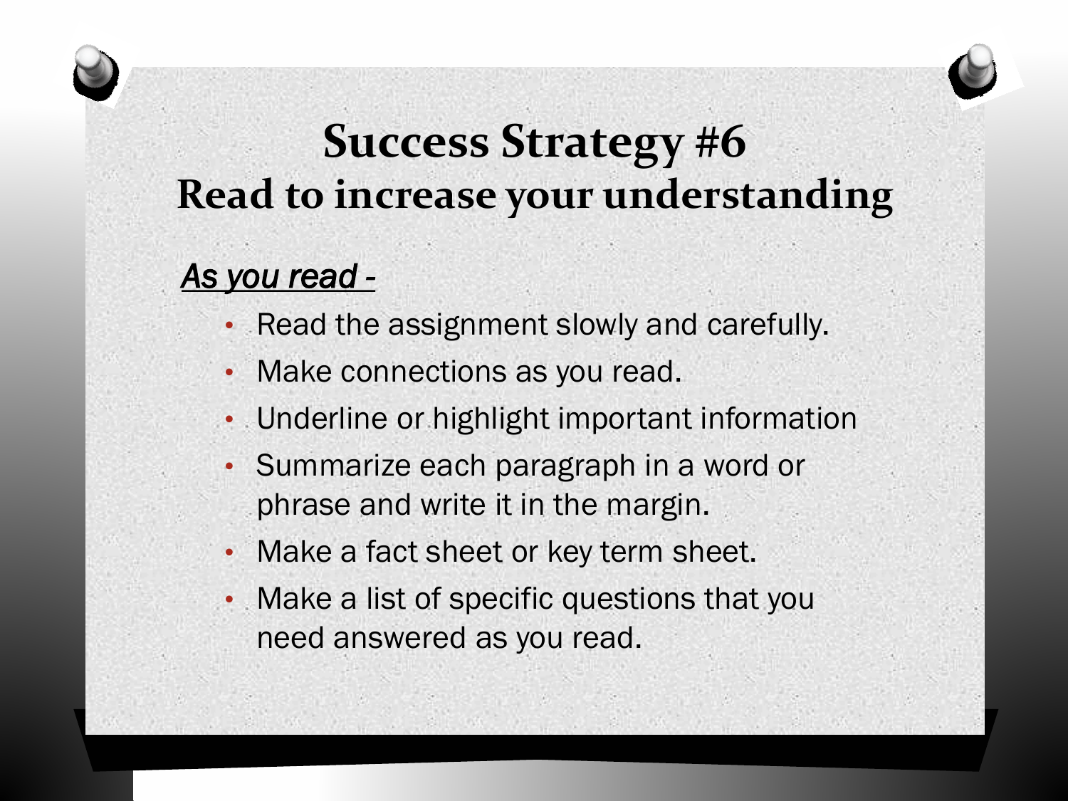# Success Strategy #6
## Read to increase your understanding

***As you read -***

- Read the assignment slowly and carefully.
- Make connections as you read.
- Underline or highlight important information
- Summarize each paragraph in a word or phrase and write it in the margin.
- Make a fact sheet or key term sheet.
- Make a list of specific questions that you need answered as you read.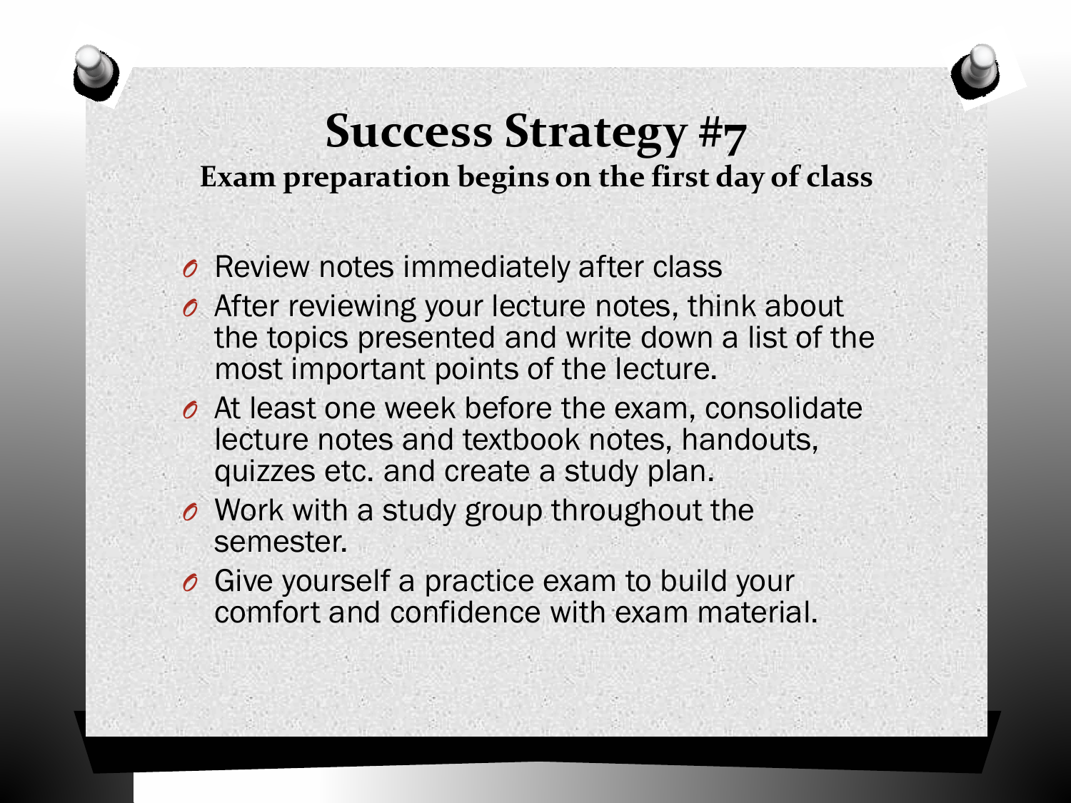# Success Strategy #7

**Exam preparation begins on the first day of class**

- Review notes immediately after class
- After reviewing your lecture notes, think about the topics presented and write down a list of the most important points of the lecture.
- At least one week before the exam, consolidate lecture notes and textbook notes, handouts, quizzes etc. and create a study plan.
- Work with a study group throughout the semester.
- Give yourself a practice exam to build your comfort and confidence with exam material.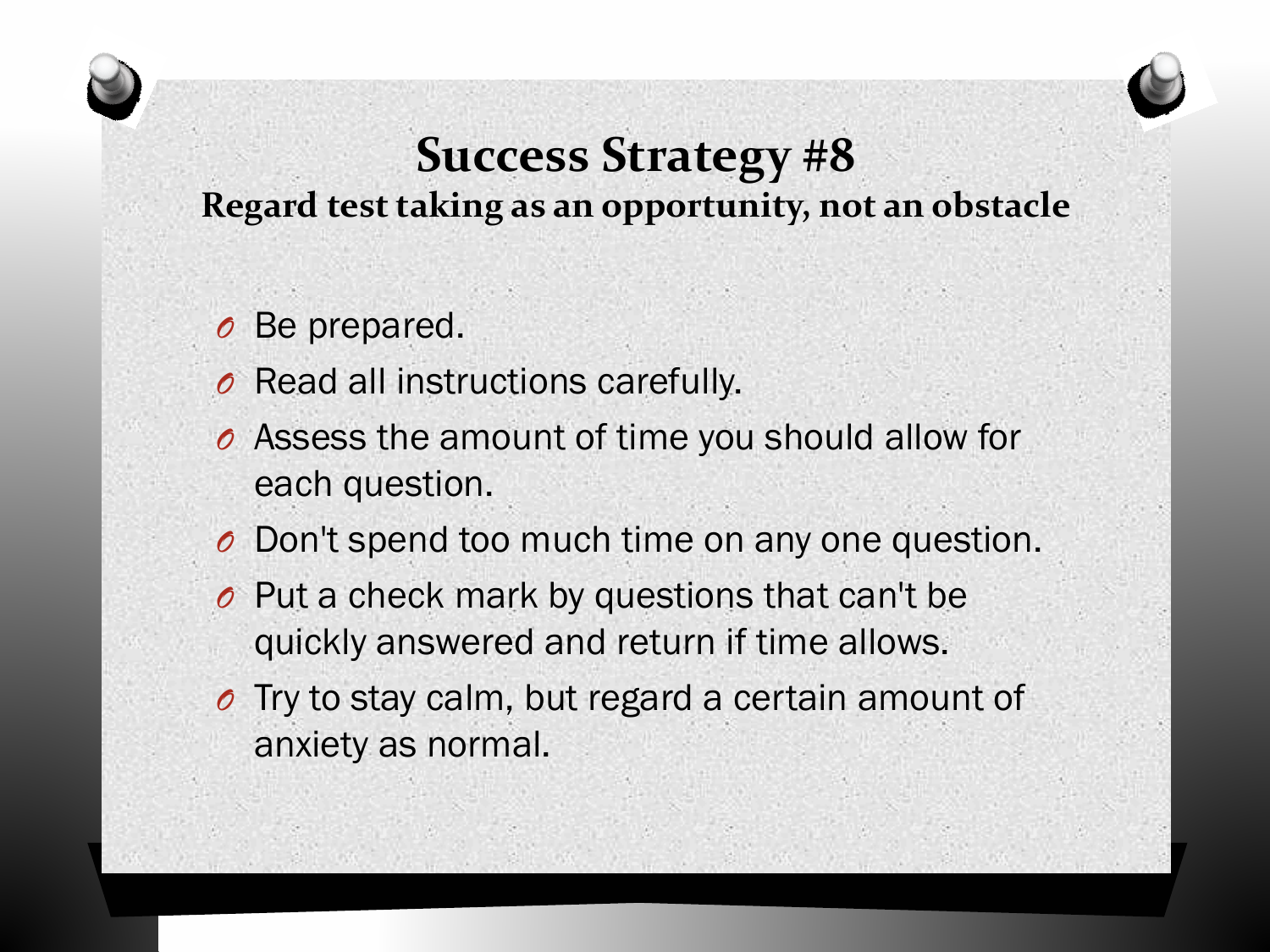# Success Strategy #8

**Regard test taking as an opportunity, not an obstacle**

- Be prepared.
- Read all instructions carefully.
- Assess the amount of time you should allow for each question.
- Don't spend too much time on any one question.
- Put a check mark by questions that can't be quickly answered and return if time allows.
- Try to stay calm, but regard a certain amount of anxiety as normal.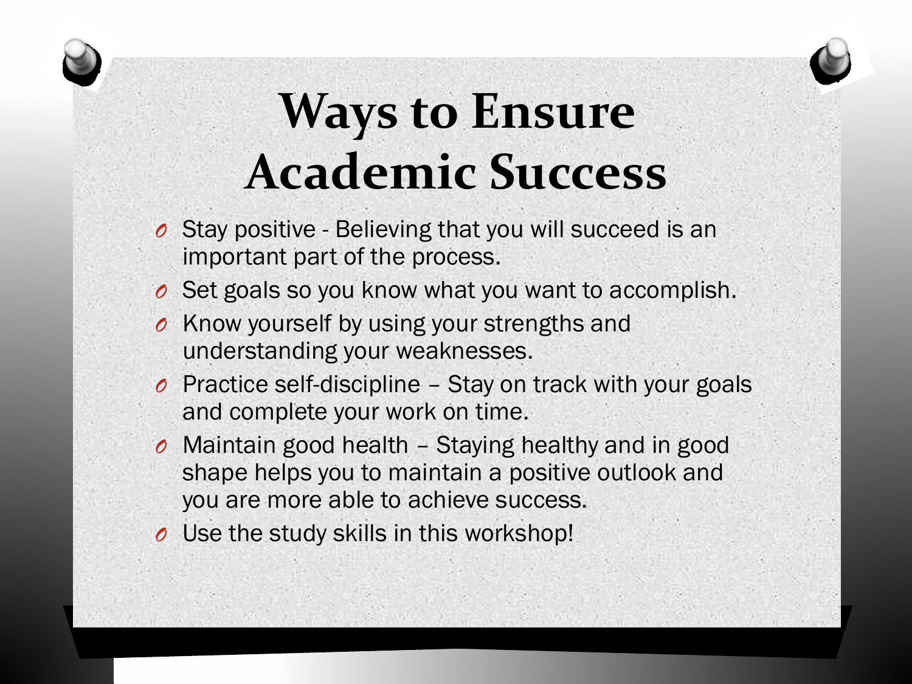# Ways to Ensure Academic Success

- Stay positive - Believing that you will succeed is an important part of the process.
- Set goals so you know what you want to accomplish.
- Know yourself by using your strengths and understanding your weaknesses.
- Practice self-discipline – Stay on track with your goals and complete your work on time.
- Maintain good health – Staying healthy and in good shape helps you to maintain a positive outlook and you are more able to achieve success.
- Use the study skills in this workshop!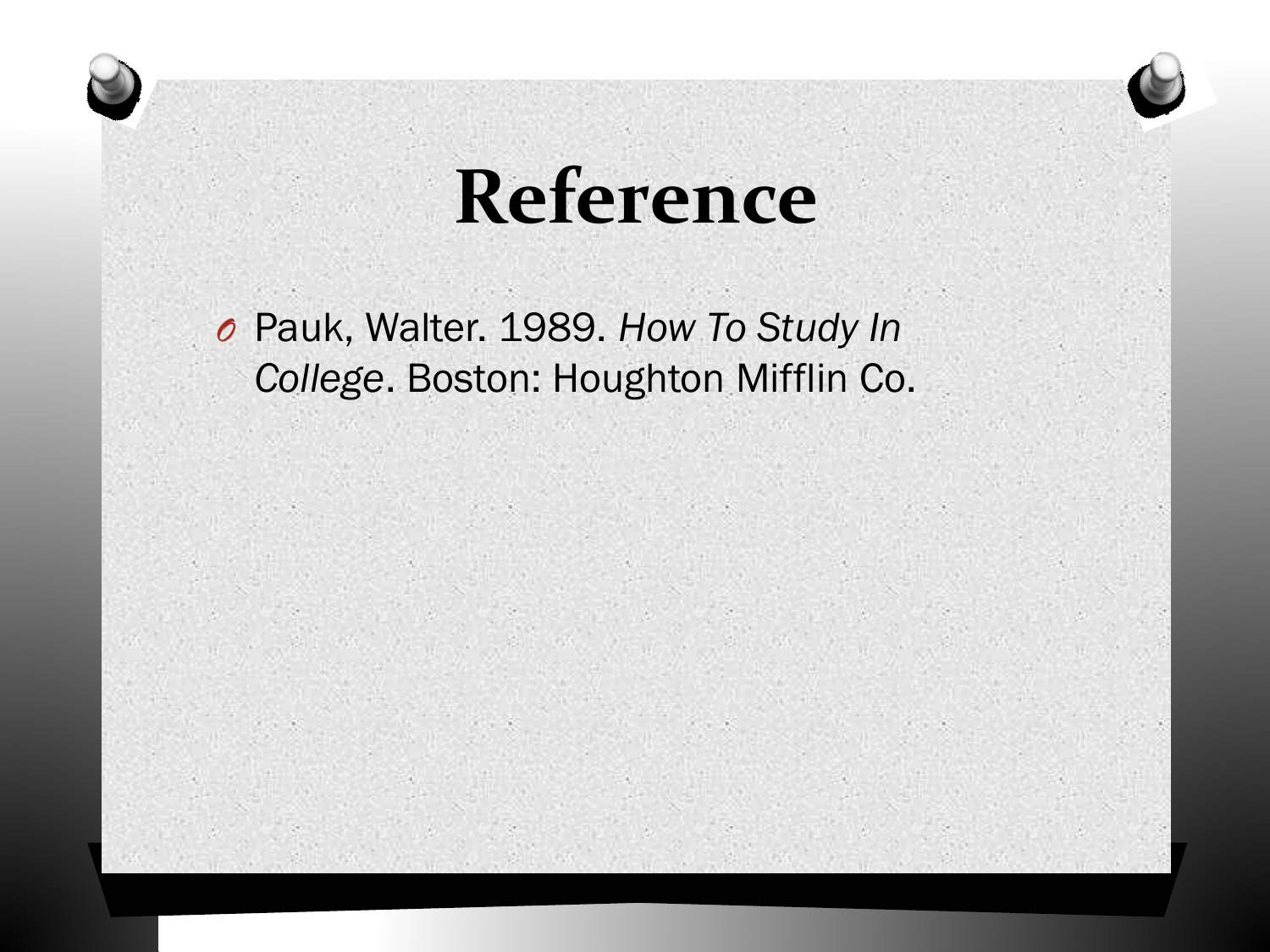# Reference

- Pauk, Walter. 1989. *How To Study In College*. Boston: Houghton Mifflin Co.